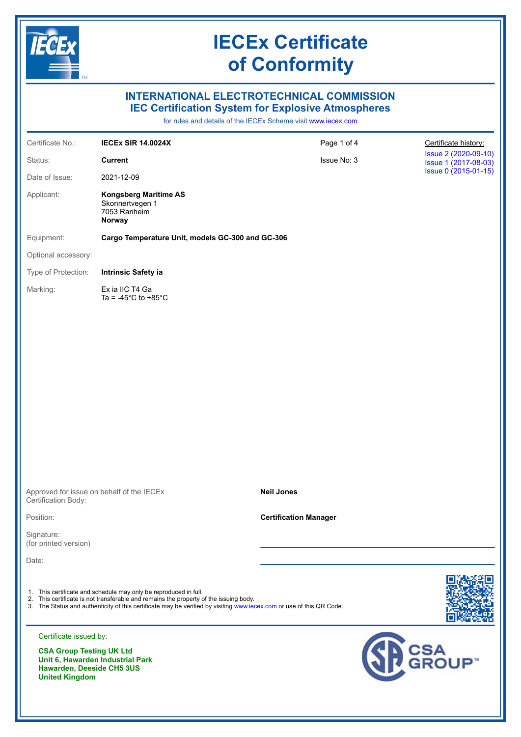# IECEx Certificate of Conformity

## INTERNATIONAL ELECTROTECHNICAL COMMISSION
## IEC Certification System for Explosive Atmospheres

for rules and details of the IECEx Scheme visit www.iecex.com

| | | | |
|---|---|---|---|
| Certificate No.: | **IECEx SIR 14.0024X** | Page 1 of 4 | Certificate history: |
| Status: | **Current** | Issue No: 3 | Issue 2 (2020-09-10) |
| Date of Issue: | 2021-12-09 | | Issue 1 (2017-08-03) |
| | | | Issue 0 (2015-01-15) |

Applicant: **Kongsberg Maritime AS**
Skonnertvegen 1
7053 Ranheim
**Norway**

Equipment: **Cargo Temperature Unit, models GC-300 and GC-306**

Optional accessory:

Type of Protection: **Intrinsic Safety ia**

Marking: Ex ia IIC T4 Ga
Ta = -45°C to +85°C

Approved for issue on behalf of the IECEx Certification Body: **Neil Jones**

Position: **Certification Manager**

Signature:
(for printed version)

Date:

1. This certificate and schedule may only be reproduced in full.
2. This certificate is not transferable and remains the property of the issuing body.
3. The Status and authenticity of this certificate may be verified by visiting www.iecex.com or use of this QR Code.

Certificate issued by:

**CSA Group Testing UK Ltd**
**Unit 6, Hawarden Industrial Park**
**Hawarden, Deeside CH5 3US**
**United Kingdom**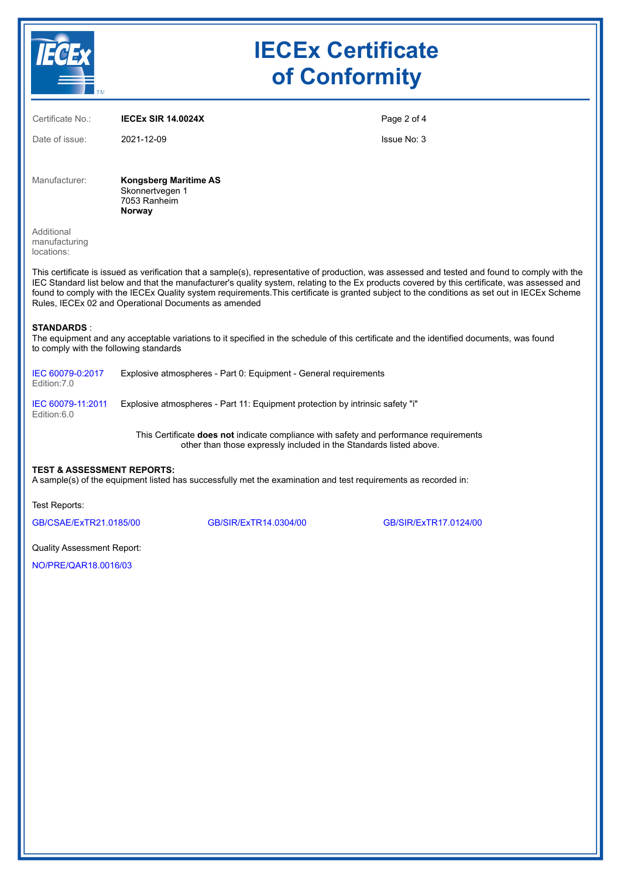# IECEx Certificate of Conformity

| | | |
|---|---|---|
| Certificate No.: | **IECEx SIR 14.0024X** | |
| Date of issue: | 2021-12-09 | Issue No: 3 |

Manufacturer: **Kongsberg Maritime AS**
Skonnertvegen 1
7053 Ranheim
**Norway**

Additional manufacturing locations:

This certificate is issued as verification that a sample(s), representative of production, was assessed and tested and found to comply with the IEC Standard list below and that the manufacturer's quality system, relating to the Ex products covered by this certificate, was assessed and found to comply with the IECEx Quality system requirements.This certificate is granted subject to the conditions as set out in IECEx Scheme Rules, IECEx 02 and Operational Documents as amended

**STANDARDS** :
The equipment and any acceptable variations to it specified in the schedule of this certificate and the identified documents, was found to comply with the following standards

| | |
|---|---|
| IEC 60079-0:2017 Edition:7.0 | Explosive atmospheres - Part 0: Equipment - General requirements |
| IEC 60079-11:2011 Edition:6.0 | Explosive atmospheres - Part 11: Equipment protection by intrinsic safety "i" |

This Certificate **does not** indicate compliance with safety and performance requirements other than those expressly included in the Standards listed above.

**TEST & ASSESSMENT REPORTS:**
A sample(s) of the equipment listed has successfully met the examination and test requirements as recorded in:

Test Reports:

GB/CSAE/ExTR21.0185/00 GB/SIR/ExTR14.0304/00 GB/SIR/ExTR17.0124/00

Quality Assessment Report:

NO/PRE/QAR18.0016/03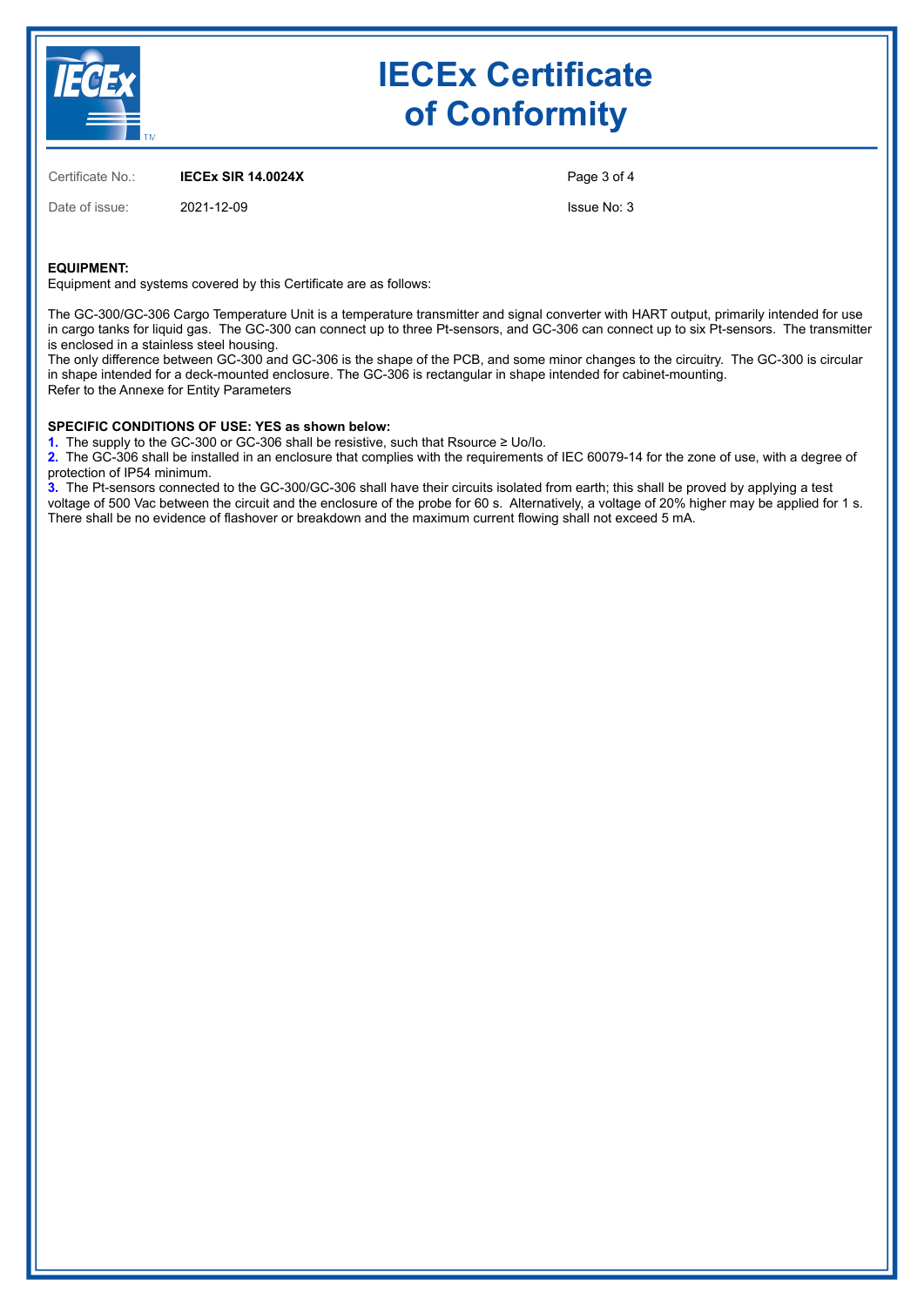# IECEx Certificate of Conformity

Certificate No.: **IECEx SIR 14.0024X**

Date of issue: 2021-12-09

Issue No: 3

**EQUIPMENT:**
Equipment and systems covered by this Certificate are as follows:

The GC-300/GC-306 Cargo Temperature Unit is a temperature transmitter and signal converter with HART output, primarily intended for use in cargo tanks for liquid gas. The GC-300 can connect up to three Pt-sensors, and GC-306 can connect up to six Pt-sensors. The transmitter is enclosed in a stainless steel housing.
The only difference between GC-300 and GC-306 is the shape of the PCB, and some minor changes to the circuitry. The GC-300 is circular in shape intended for a deck-mounted enclosure. The GC-306 is rectangular in shape intended for cabinet-mounting.
Refer to the Annexe for Entity Parameters

**SPECIFIC CONDITIONS OF USE: YES as shown below:**

1. The supply to the GC-300 or GC-306 shall be resistive, such that $R_{source} \geq U_o/I_o$.
2. The GC-306 shall be installed in an enclosure that complies with the requirements of IEC 60079-14 for the zone of use, with a degree of protection of IP54 minimum.
3. The Pt-sensors connected to the GC-300/GC-306 shall have their circuits isolated from earth; this shall be proved by applying a test voltage of 500 Vac between the circuit and the enclosure of the probe for 60 s. Alternatively, a voltage of 20% higher may be applied for 1 s. There shall be no evidence of flashover or breakdown and the maximum current flowing shall not exceed 5 mA.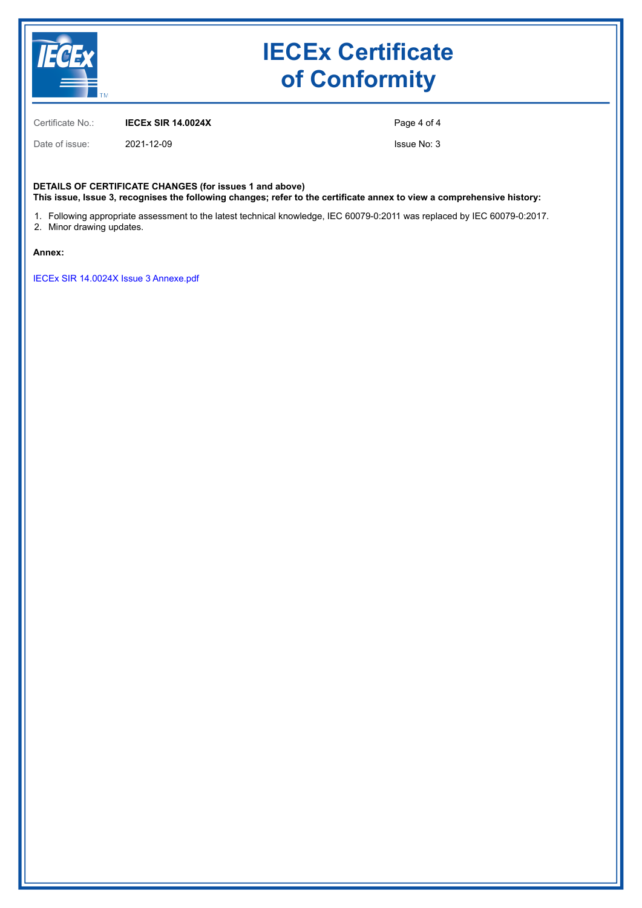# IECEx Certificate of Conformity

Certificate No.: **IECEx SIR 14.0024X**

Date of issue: 2021-12-09

Issue No: 3

**DETAILS OF CERTIFICATE CHANGES (for issues 1 and above)**
**This issue, Issue 3, recognises the following changes; refer to the certificate annex to view a comprehensive history:**

1. Following appropriate assessment to the latest technical knowledge, IEC 60079-0:2011 was replaced by IEC 60079-0:2017.
2. Minor drawing updates.

**Annex:**

IECEx SIR 14.0024X Issue 3 Annexe.pdf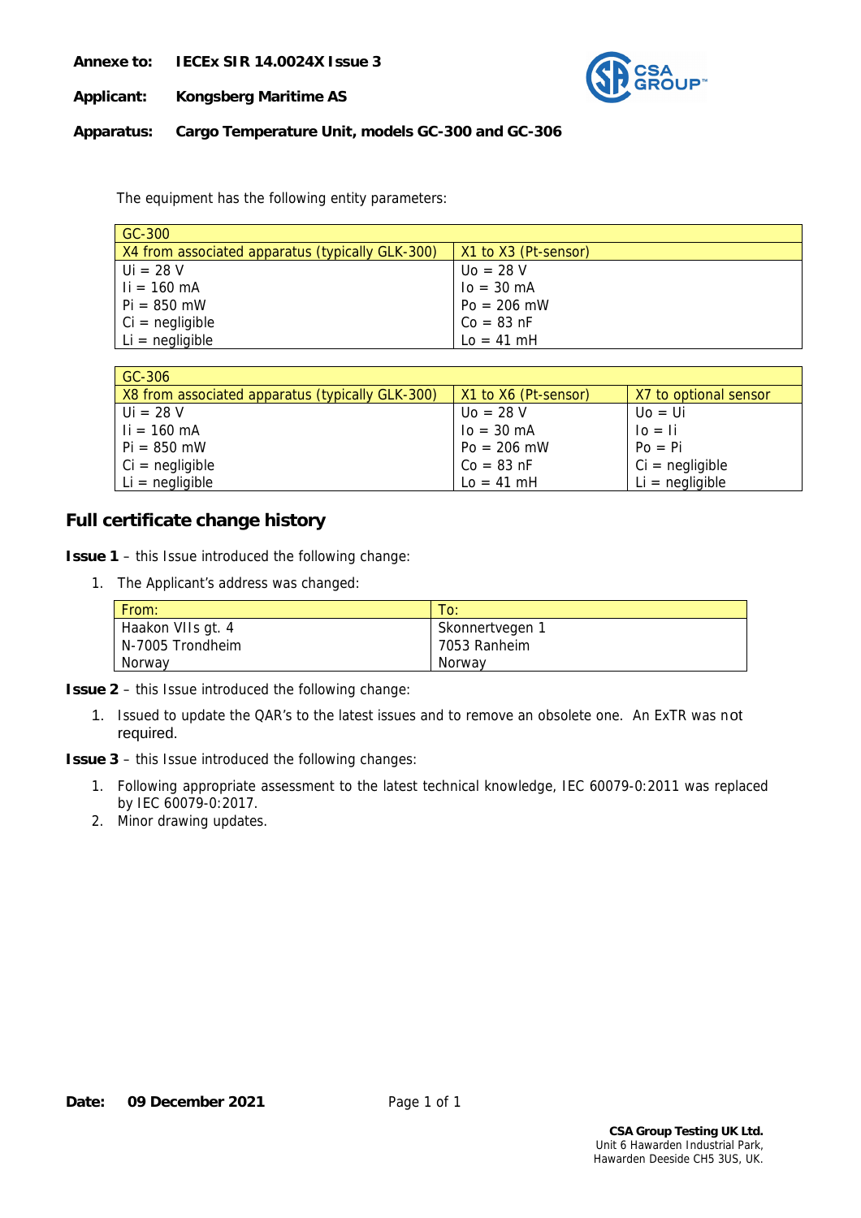**Annexe to:** **IECEx SIR 14.0024X Issue 3**

**Applicant:** **Kongsberg Maritime AS**

**Apparatus:** **Cargo Temperature Unit, models GC-300 and GC-306**

The equipment has the following entity parameters:

| GC-300 | |
|---|---|
| X4 from associated apparatus (typically GLK-300) | X1 to X3 (Pt-sensor) |
| Ui = 28 V<br>Ii = 160 mA<br>Pi = 850 mW<br>Ci = negligible<br>Li = negligible | Uo = 28 V<br>Io = 30 mA<br>Po = 206 mW<br>Co = 83 nF<br>Lo = 41 mH |

| GC-306 | | |
|---|---|---|
| X8 from associated apparatus (typically GLK-300) | X1 to X6 (Pt-sensor) | X7 to optional sensor |
| Ui = 28 V<br>Ii = 160 mA<br>Pi = 850 mW<br>Ci = negligible<br>Li = negligible | Uo = 28 V<br>Io = 30 mA<br>Po = 206 mW<br>Co = 83 nF<br>Lo = 41 mH | Uo = Ui<br>Io = Ii<br>Po = Pi<br>Ci = negligible<br>Li = negligible |

## Full certificate change history

**Issue 1** – this Issue introduced the following change:

1. The Applicant's address was changed:

| From: | To: |
|---|---|
| Haakon VIIs gt. 4<br>N-7005 Trondheim<br>Norway | Skonnertvegen 1<br>7053 Ranheim<br>Norway |

**Issue 2** – this Issue introduced the following change:

1. Issued to update the QAR's to the latest issues and to remove an obsolete one. An ExTR was not required.

**Issue 3** – this Issue introduced the following changes:

1. Following appropriate assessment to the latest technical knowledge, IEC 60079-0:2011 was replaced by IEC 60079-0:2017.
2. Minor drawing updates.

**Date:** **09 December 2021**

**CSA Group Testing UK Ltd.**
Unit 6 Hawarden Industrial Park,
Hawarden Deeside CH5 3US, UK.